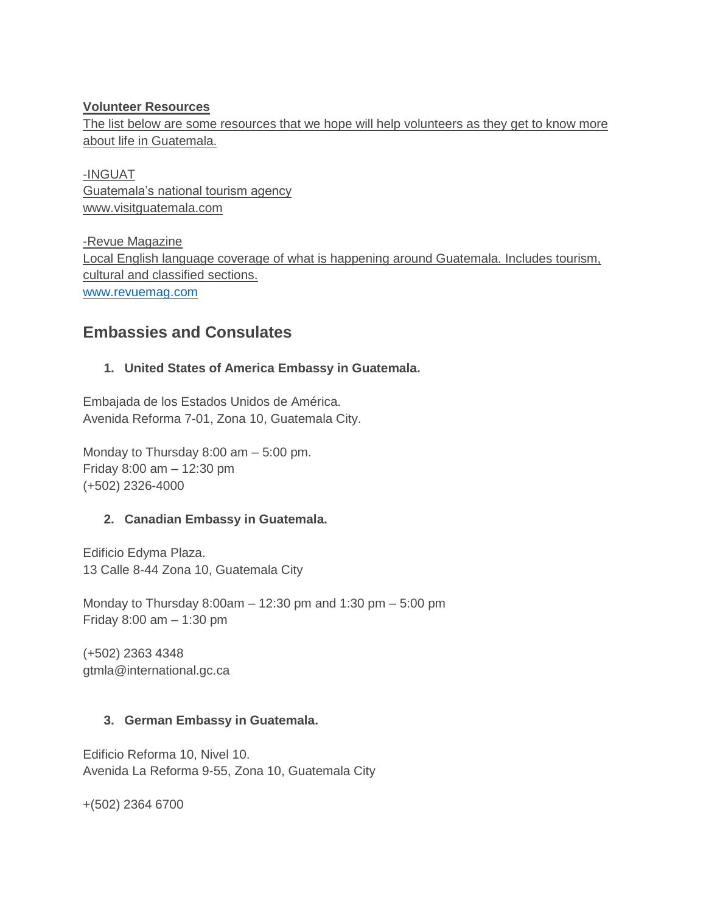**Volunteer Resources**

The list below are some resources that we hope will help volunteers as they get to know more about life in Guatemala.

-INGUAT
Guatemala's national tourism agency
www.visitguatemala.com

-Revue Magazine
Local English language coverage of what is happening around Guatemala. Includes tourism, cultural and classified sections.
www.revuemag.com

## Embassies and Consulates

1. **United States of America Embassy in Guatemala.**

Embajada de los Estados Unidos de América.
Avenida Reforma 7-01, Zona 10, Guatemala City.

Monday to Thursday 8:00 am – 5:00 pm.
Friday 8:00 am – 12:30 pm
(+502) 2326-4000

2. **Canadian Embassy in Guatemala.**

Edificio Edyma Plaza.
13 Calle 8-44 Zona 10, Guatemala City

Monday to Thursday 8:00am – 12:30 pm and 1:30 pm – 5:00 pm
Friday 8:00 am – 1:30 pm

(+502) 2363 4348
gtmla@international.gc.ca

3. **German Embassy in Guatemala.**

Edificio Reforma 10, Nivel 10.
Avenida La Reforma 9-55, Zona 10, Guatemala City

+(502) 2364 6700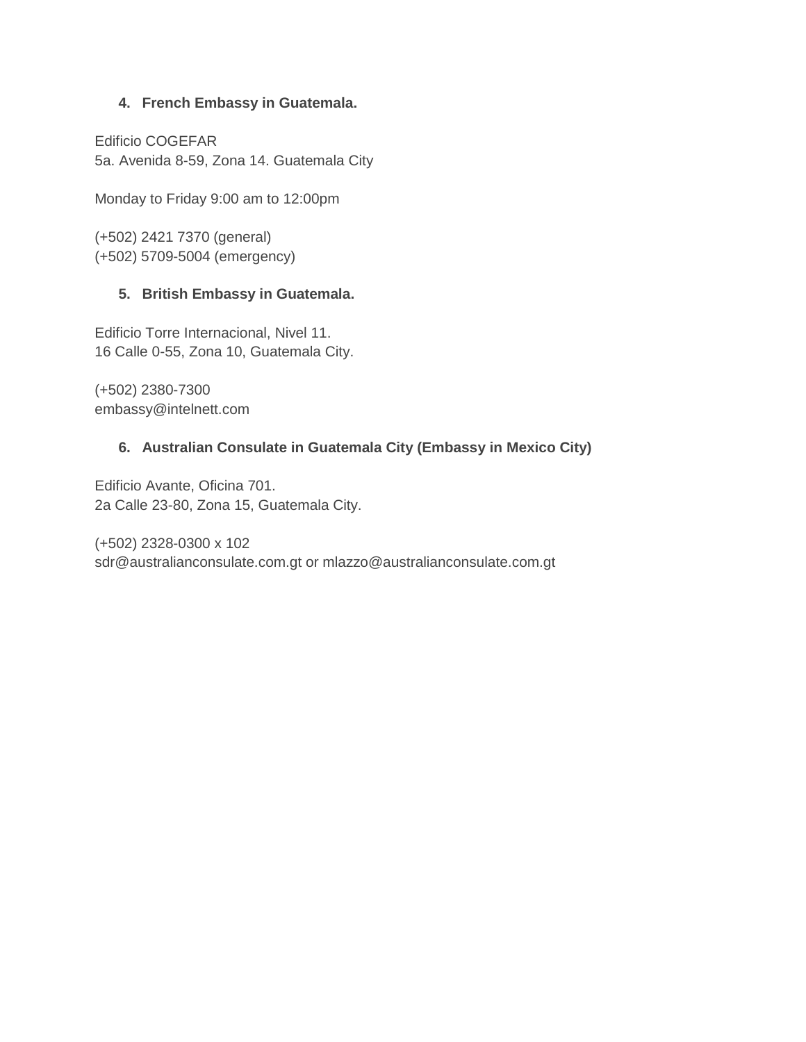4. **French Embassy in Guatemala.**

Edificio COGEFAR
5a. Avenida 8-59, Zona 14. Guatemala City

Monday to Friday 9:00 am to 12:00pm

(+502) 2421 7370 (general)
(+502) 5709-5004 (emergency)

5. **British Embassy in Guatemala.**

Edificio Torre Internacional, Nivel 11.
16 Calle 0-55, Zona 10, Guatemala City.

(+502) 2380-7300
embassy@intelnett.com

6. **Australian Consulate in Guatemala City (Embassy in Mexico City)**

Edificio Avante, Oficina 701.
2a Calle 23-80, Zona 15, Guatemala City.

(+502) 2328-0300 x 102
sdr@australianconsulate.com.gt or mlazzo@australianconsulate.com.gt